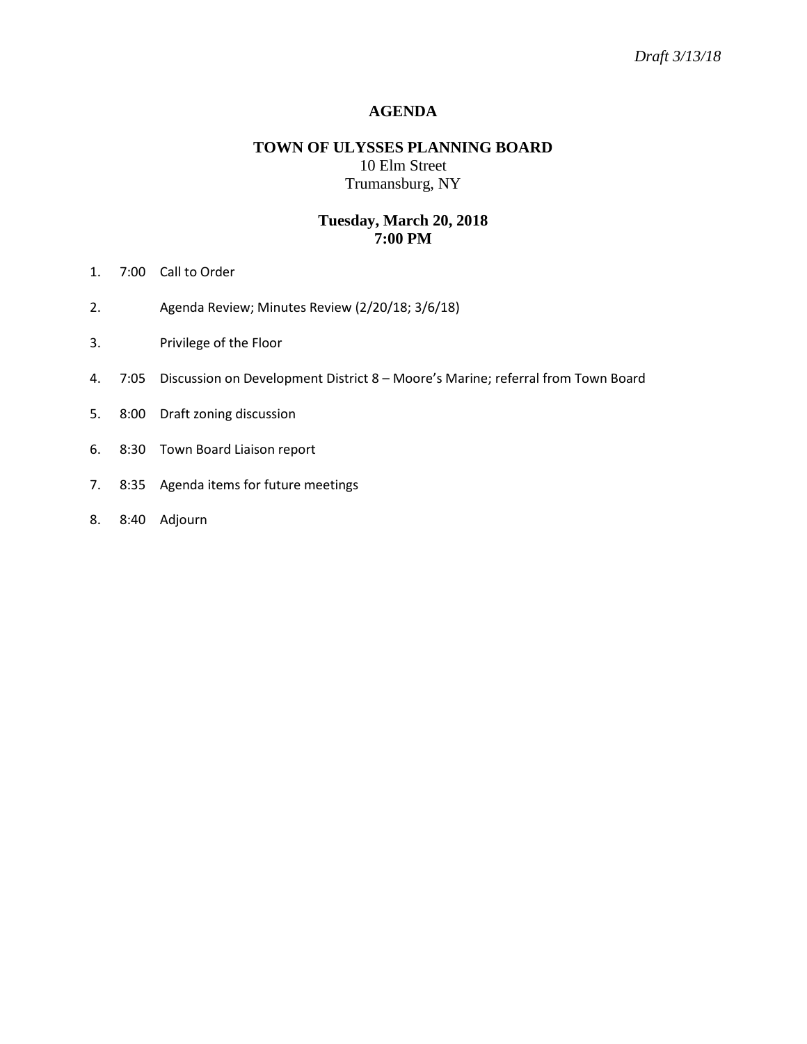*Draft 3/13/18*

# AGENDA

## TOWN OF ULYSSES PLANNING BOARD

10 Elm Street
Trumansburg, NY

**Tuesday, March 20, 2018**
**7:00 PM**

1. 7:00 Call to Order
2. Agenda Review; Minutes Review (2/20/18; 3/6/18)
3. Privilege of the Floor
4. 7:05 Discussion on Development District 8 – Moore's Marine; referral from Town Board
5. 8:00 Draft zoning discussion
6. 8:30 Town Board Liaison report
7. 8:35 Agenda items for future meetings
8. 8:40 Adjourn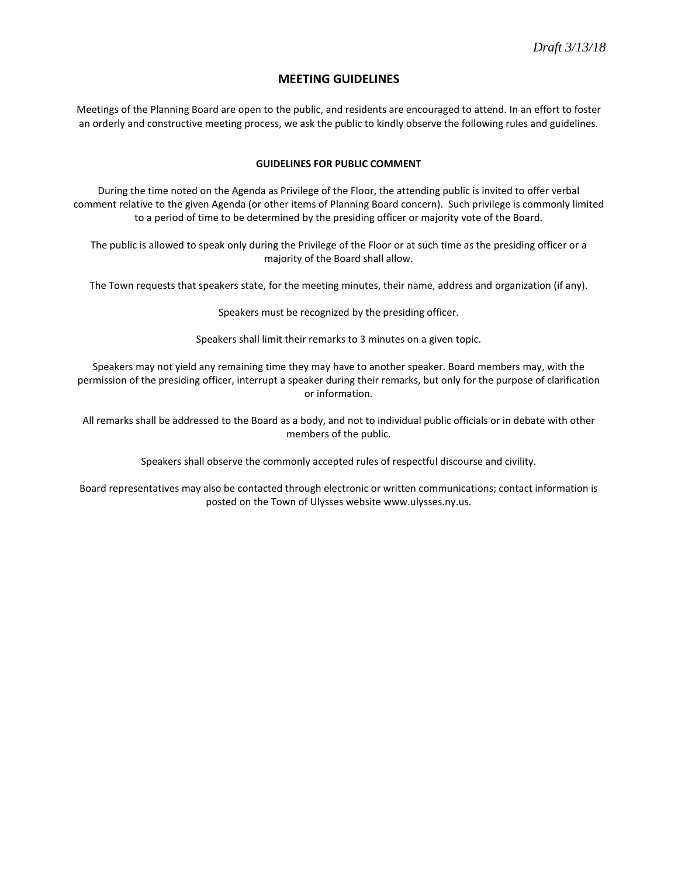*Draft 3/13/18*

# MEETING GUIDELINES

Meetings of the Planning Board are open to the public, and residents are encouraged to attend. In an effort to foster an orderly and constructive meeting process, we ask the public to kindly observe the following rules and guidelines.

## GUIDELINES FOR PUBLIC COMMENT

During the time noted on the Agenda as Privilege of the Floor, the attending public is invited to offer verbal comment relative to the given Agenda (or other items of Planning Board concern). Such privilege is commonly limited to a period of time to be determined by the presiding officer or majority vote of the Board.

The public is allowed to speak only during the Privilege of the Floor or at such time as the presiding officer or a majority of the Board shall allow.

The Town requests that speakers state, for the meeting minutes, their name, address and organization (if any).

Speakers must be recognized by the presiding officer.

Speakers shall limit their remarks to 3 minutes on a given topic.

Speakers may not yield any remaining time they may have to another speaker. Board members may, with the permission of the presiding officer, interrupt a speaker during their remarks, but only for the purpose of clarification or information.

All remarks shall be addressed to the Board as a body, and not to individual public officials or in debate with other members of the public.

Speakers shall observe the commonly accepted rules of respectful discourse and civility.

Board representatives may also be contacted through electronic or written communications; contact information is posted on the Town of Ulysses website www.ulysses.ny.us.